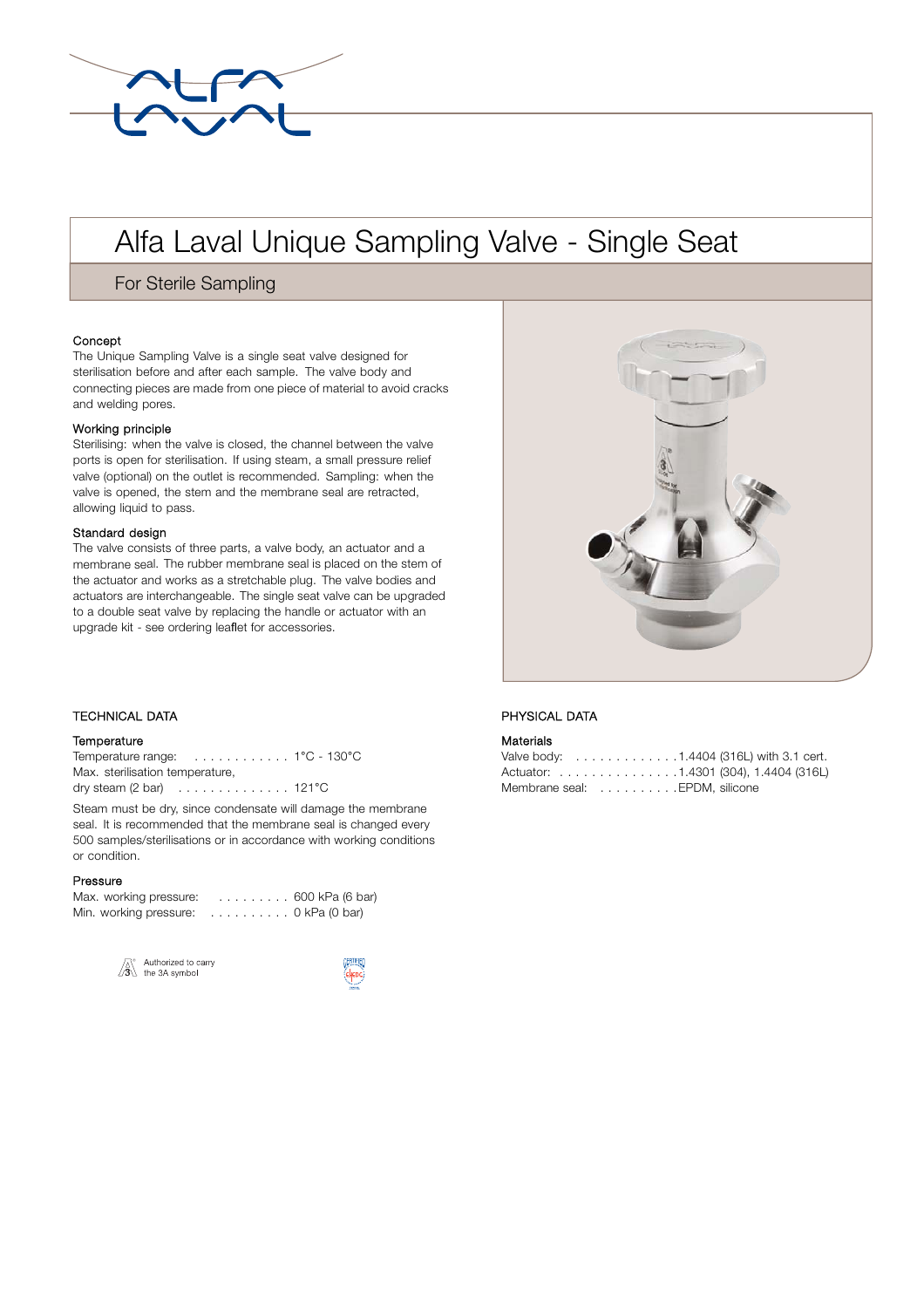# Alfa Laval Unique Sampling Valve - Single Seat

## For Sterile Sampling

### Concept

The Unique Sampling Valve is a single seat valve designed for sterilisation before and after each sample. The valve body and connecting pieces are made from one piece of material to avoid cracks and welding pores.

### Working principle

Sterilising: when the valve is closed, the channel between the valve ports is open for sterilisation. If using steam, a small pressure relief valve (optional) on the outlet is recommended. Sampling: when the valve is opened, the stem and the membrane seal are retracted, allowing liquid to pass.

### Standard design

The valve consists of three parts, a valve body, an actuator and a membrane seal. The rubber membrane seal is placed on the stem of the actuator and works as a stretchable plug. The valve bodies and actuators are interchangeable. The single seat valve can be upgraded to a double seat valve by replacing the handle or actuator with an upgrade kit - see ordering leaflet for accessories.

## TECHNICAL DATA

### Temperature

Temperature range: . . . . . . . . . . . . 1°C - 130°C
Max. sterilisation temperature,
dry steam (2 bar) . . . . . . . . . . . . . . 121°C

Steam must be dry, since condensate will damage the membrane seal. It is recommended that the membrane seal is changed every 500 samples/sterilisations or in accordance with working conditions or condition.

### Pressure

Max. working pressure: . . . . . . . . . 600 kPa (6 bar)
Min. working pressure: . . . . . . . . . . 0 kPa (0 bar)

Authorized to carry the 3A symbol

## PHYSICAL DATA

### Materials

Valve body: . . . . . . . . . . . . . 1.4404 (316L) with 3.1 cert.
Actuator: . . . . . . . . . . . . . . . 1.4301 (304), 1.4404 (316L)
Membrane seal: . . . . . . . . . . EPDM, silicone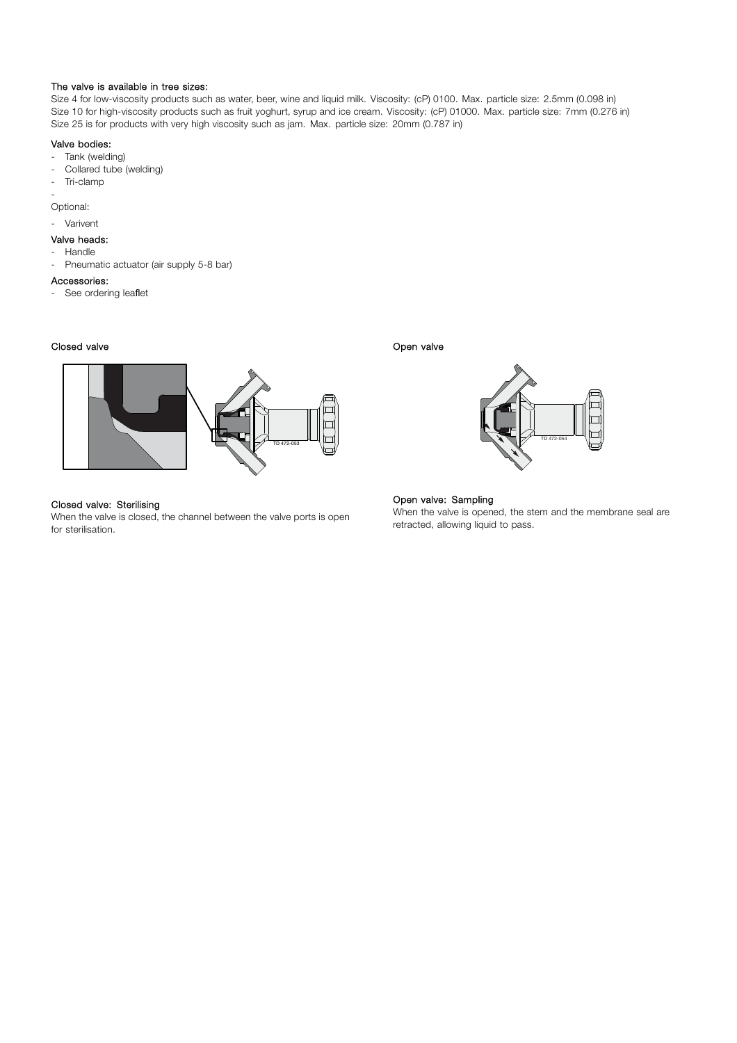**The valve is available in tree sizes:**

Size 4 for low-viscosity products such as water, beer, wine and liquid milk. Viscosity: (cP) 0100. Max. particle size: 2.5mm (0.098 in)
Size 10 for high-viscosity products such as fruit yoghurt, syrup and ice cream. Viscosity: (cP) 01000. Max. particle size: 7mm (0.276 in)
Size 25 is for products with very high viscosity such as jam. Max. particle size: 20mm (0.787 in)

**Valve bodies:**

- Tank (welding)
- Collared tube (welding)
- Tri-clamp
- 

Optional:

- Varivent

**Valve heads:**

- Handle
- Pneumatic actuator (air supply 5-8 bar)

**Accessories:**

- See ordering leaflet

**Closed valve**

TD 472-053

**Closed valve: Sterilising**

When the valve is closed, the channel between the valve ports is open for sterilisation.

**Open valve**

TD 472-054

**Open valve: Sampling**

When the valve is opened, the stem and the membrane seal are retracted, allowing liquid to pass.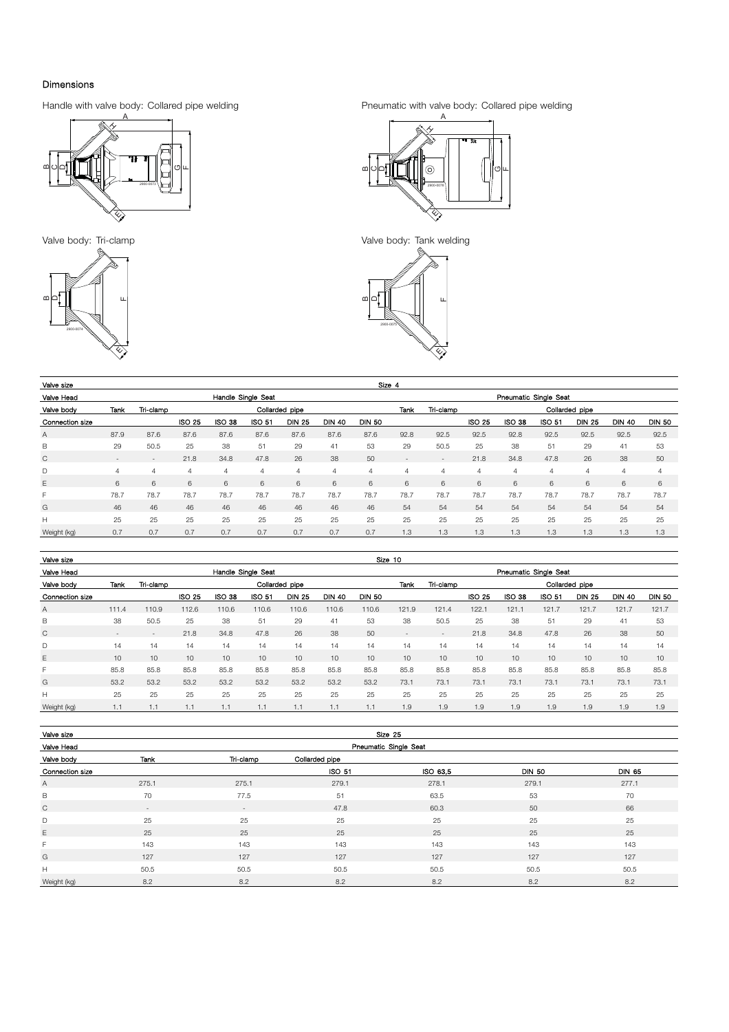## Dimensions

Handle with valve body: Collared pipe welding

Pneumatic with valve body: Collared pipe welding

Valve body: Tri-clamp

Valve body: Tank welding

| Valve size | Size 4 | | | | | | | | | | | | | | | |
|---|---|---|---|---|---|---|---|---|---|---|---|---|---|---|---|---|
| Valve Head | Handle Single Seat | | | | | | | | Pneumatic Single Seat | | | | | | | |
| Valve body | Tank | Tri-clamp | Collarded pipe | | | | | | Tank | Tri-clamp | Collarded pipe | | | | | |
| Connection size | | | ISO 25 | ISO 38 | ISO 51 | DIN 25 | DIN 40 | DIN 50 | | | ISO 25 | ISO 38 | ISO 51 | DIN 25 | DIN 40 | DIN 50 |
| A | 87.9 | 87.6 | 87.6 | 87.6 | 87.6 | 87.6 | 87.6 | 87.6 | 92.8 | 92.5 | 92.5 | 92.8 | 92.5 | 92.5 | 92.5 | 92.5 |
| B | 29 | 50.5 | 25 | 38 | 51 | 29 | 41 | 53 | 29 | 50.5 | 25 | 38 | 51 | 29 | 41 | 53 |
| C | - | - | 21.8 | 34.8 | 47.8 | 26 | 38 | 50 | - | - | 21.8 | 34.8 | 47.8 | 26 | 38 | 50 |
| D | 4 | 4 | 4 | 4 | 4 | 4 | 4 | 4 | 4 | 4 | 4 | 4 | 4 | 4 | 4 | 4 |
| E | 6 | 6 | 6 | 6 | 6 | 6 | 6 | 6 | 6 | 6 | 6 | 6 | 6 | 6 | 6 | 6 |
| F | 78.7 | 78.7 | 78.7 | 78.7 | 78.7 | 78.7 | 78.7 | 78.7 | 78.7 | 78.7 | 78.7 | 78.7 | 78.7 | 78.7 | 78.7 | 78.7 |
| G | 46 | 46 | 46 | 46 | 46 | 46 | 46 | 46 | 54 | 54 | 54 | 54 | 54 | 54 | 54 | 54 |
| H | 25 | 25 | 25 | 25 | 25 | 25 | 25 | 25 | 25 | 25 | 25 | 25 | 25 | 25 | 25 | 25 |
| Weight (kg) | 0.7 | 0.7 | 0.7 | 0.7 | 0.7 | 0.7 | 0.7 | 0.7 | 1.3 | 1.3 | 1.3 | 1.3 | 1.3 | 1.3 | 1.3 | 1.3 |

| Valve size | Size 10 | | | | | | | | | | | | | | | |
|---|---|---|---|---|---|---|---|---|---|---|---|---|---|---|---|---|
| Valve Head | Handle Single Seat | | | | | | | | Pneumatic Single Seat | | | | | | | |
| Valve body | Tank | Tri-clamp | Collarded pipe | | | | | | Tank | Tri-clamp | Collarded pipe | | | | | |
| Connection size | | | ISO 25 | ISO 38 | ISO 51 | DIN 25 | DIN 40 | DIN 50 | | | ISO 25 | ISO 38 | ISO 51 | DIN 25 | DIN 40 | DIN 50 |
| A | 111.4 | 110.9 | 112.6 | 110.6 | 110.6 | 110.6 | 110.6 | 110.6 | 121.9 | 121.4 | 122.1 | 121.1 | 121.7 | 121.7 | 121.7 | 121.7 |
| B | 38 | 50.5 | 25 | 38 | 51 | 29 | 41 | 53 | 38 | 50.5 | 25 | 38 | 51 | 29 | 41 | 53 |
| C | - | - | 21.8 | 34.8 | 47.8 | 26 | 38 | 50 | - | - | 21.8 | 34.8 | 47.8 | 26 | 38 | 50 |
| D | 14 | 14 | 14 | 14 | 14 | 14 | 14 | 14 | 14 | 14 | 14 | 14 | 14 | 14 | 14 | 14 |
| E | 10 | 10 | 10 | 10 | 10 | 10 | 10 | 10 | 10 | 10 | 10 | 10 | 10 | 10 | 10 | 10 |
| F | 85.8 | 85.8 | 85.8 | 85.8 | 85.8 | 85.8 | 85.8 | 85.8 | 85.8 | 85.8 | 85.8 | 85.8 | 85.8 | 85.8 | 85.8 | 85.8 |
| G | 53.2 | 53.2 | 53.2 | 53.2 | 53.2 | 53.2 | 53.2 | 53.2 | 73.1 | 73.1 | 73.1 | 73.1 | 73.1 | 73.1 | 73.1 | 73.1 |
| H | 25 | 25 | 25 | 25 | 25 | 25 | 25 | 25 | 25 | 25 | 25 | 25 | 25 | 25 | 25 | 25 |
| Weight (kg) | 1.1 | 1.1 | 1.1 | 1.1 | 1.1 | 1.1 | 1.1 | 1.1 | 1.9 | 1.9 | 1.9 | 1.9 | 1.9 | 1.9 | 1.9 | 1.9 |

| Valve size | Size 25 | | | | | |
|---|---|---|---|---|---|---|
| Valve Head | Pneumatic Single Seat | | | | | |
| Valve body | Tank | Tri-clamp | Collarded pipe | | | |
| Connection size | | | ISO 51 | ISO 63,5 | DIN 50 | DIN 65 |
| A | 275.1 | 275.1 | 279.1 | 278.1 | 279.1 | 277.1 |
| B | 70 | 77.5 | 51 | 63.5 | 53 | 70 |
| C | - | - | 47.8 | 60.3 | 50 | 66 |
| D | 25 | 25 | 25 | 25 | 25 | 25 |
| E | 25 | 25 | 25 | 25 | 25 | 25 |
| F | 143 | 143 | 143 | 143 | 143 | 143 |
| G | 127 | 127 | 127 | 127 | 127 | 127 |
| H | 50.5 | 50.5 | 50.5 | 50.5 | 50.5 | 50.5 |
| Weight (kg) | 8.2 | 8.2 | 8.2 | 8.2 | 8.2 | 8.2 |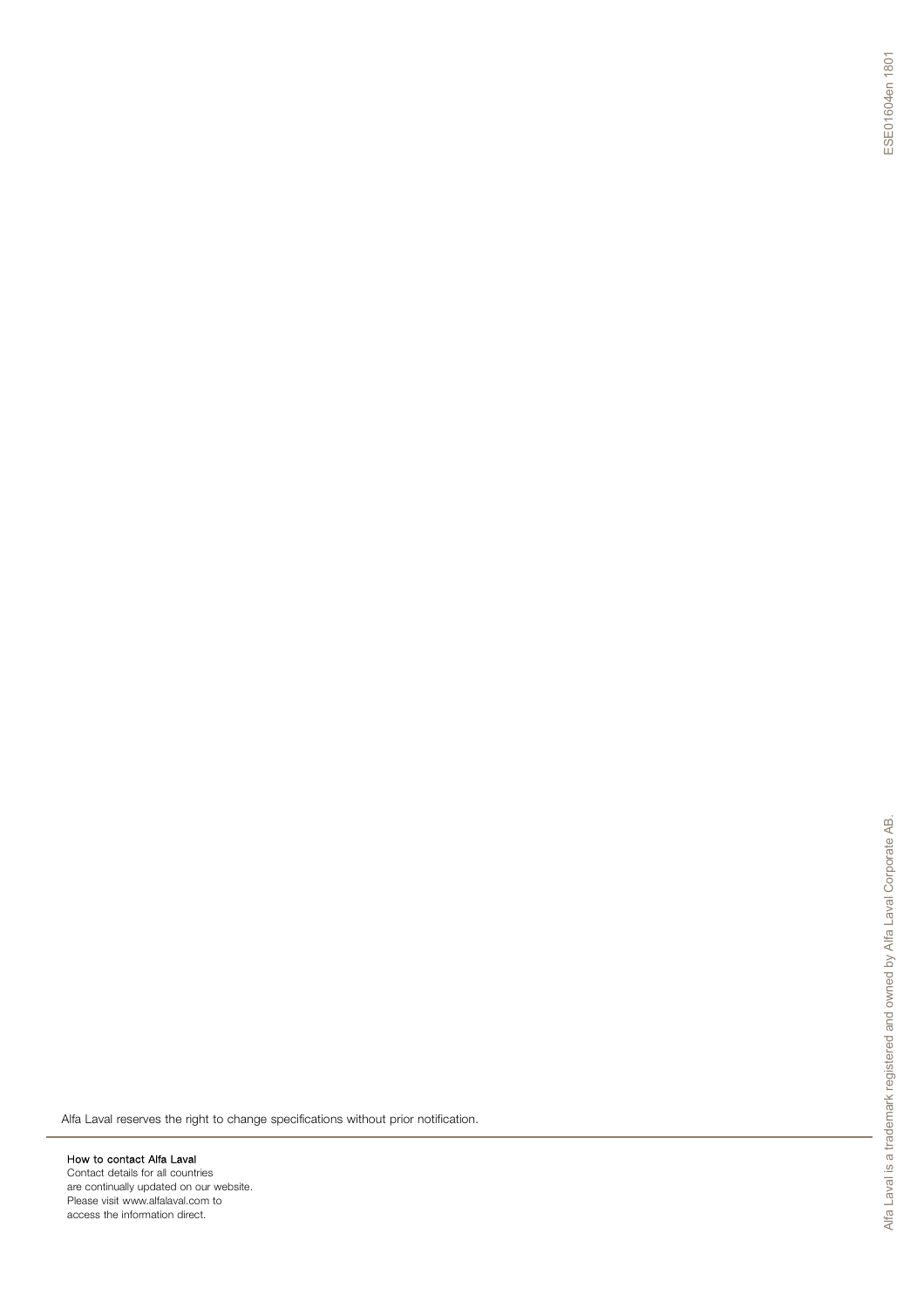Alfa Laval reserves the right to change specifications without prior notification.

**How to contact Alfa Laval**
Contact details for all countries
are continually updated on our website.
Please visit www.alfalaval.com to
access the information direct.

Alfa Laval is a trademark registered and owned by Alfa Laval Corporate AB.

ESE01604en 1801